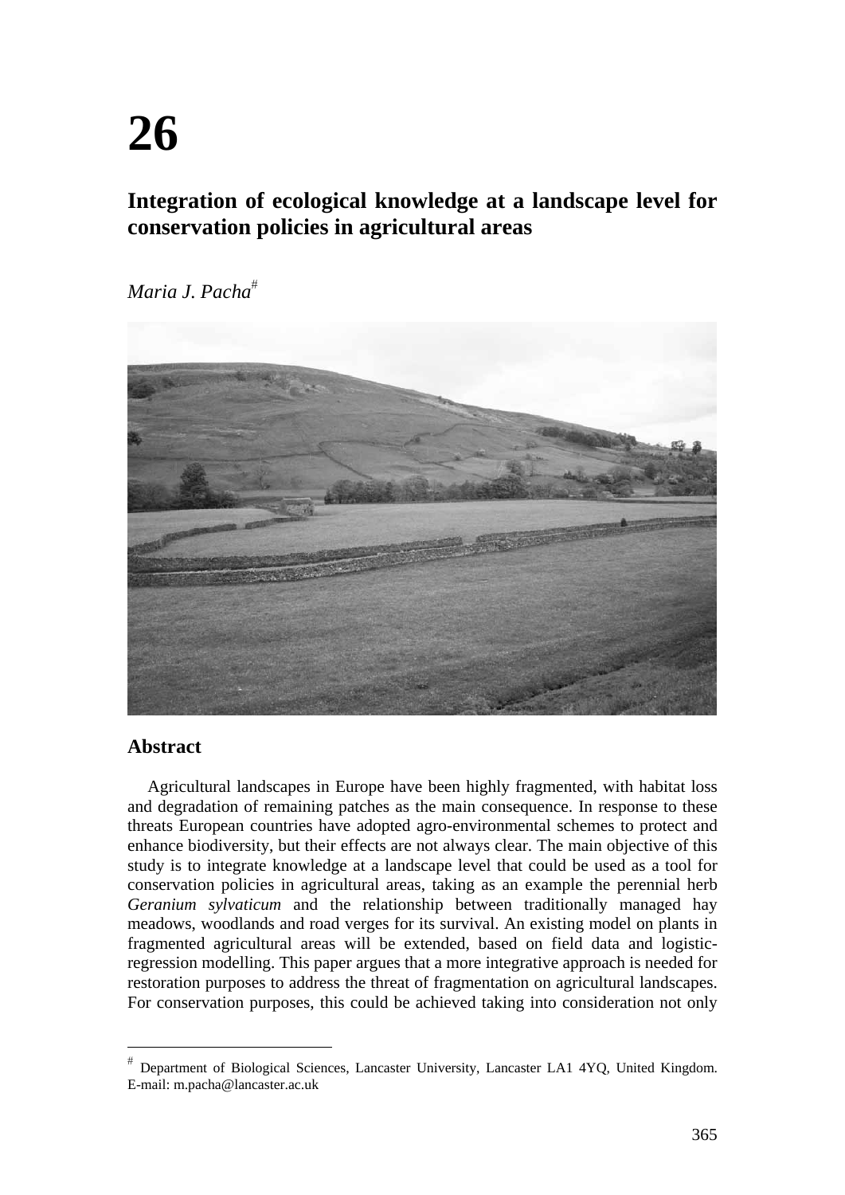# 26

## Integration of ecological knowledge at a landscape level for conservation policies in agricultural areas

*Maria J. Pacha*[#]

### Abstract

Agricultural landscapes in Europe have been highly fragmented, with habitat loss and degradation of remaining patches as the main consequence. In response to these threats European countries have adopted agro-environmental schemes to protect and enhance biodiversity, but their effects are not always clear. The main objective of this study is to integrate knowledge at a landscape level that could be used as a tool for conservation policies in agricultural areas, taking as an example the perennial herb *Geranium sylvaticum* and the relationship between traditionally managed hay meadows, woodlands and road verges for its survival. An existing model on plants in fragmented agricultural areas will be extended, based on field data and logistic-regression modelling. This paper argues that a more integrative approach is needed for restoration purposes to address the threat of fragmentation on agricultural landscapes. For conservation purposes, this could be achieved taking into consideration not only

[#] Department of Biological Sciences, Lancaster University, Lancaster LA1 4YQ, United Kingdom. E-mail: m.pacha@lancaster.ac.uk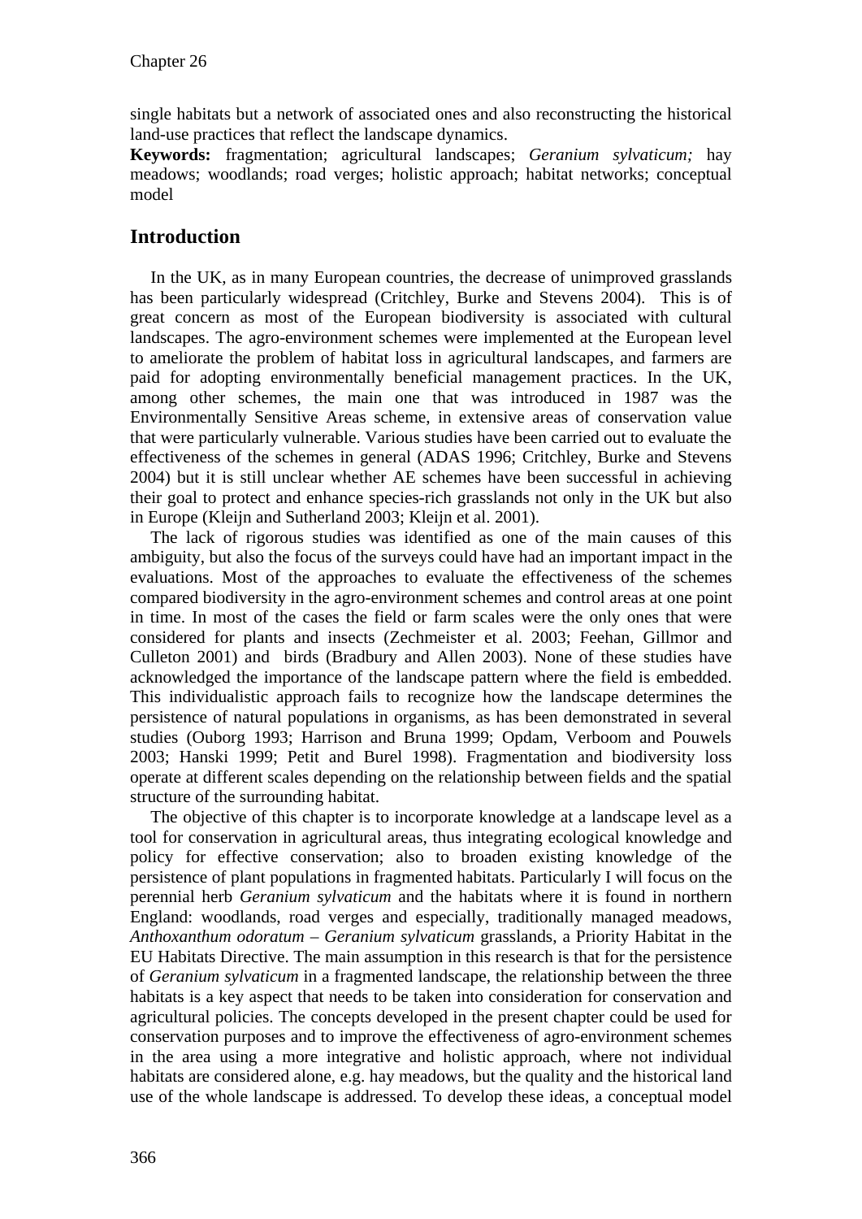single habitats but a network of associated ones and also reconstructing the historical land-use practices that reflect the landscape dynamics.

**Keywords:** fragmentation; agricultural landscapes; *Geranium sylvaticum;* hay meadows; woodlands; road verges; holistic approach; habitat networks; conceptual model

## Introduction

In the UK, as in many European countries, the decrease of unimproved grasslands has been particularly widespread (Critchley, Burke and Stevens 2004). This is of great concern as most of the European biodiversity is associated with cultural landscapes. The agro-environment schemes were implemented at the European level to ameliorate the problem of habitat loss in agricultural landscapes, and farmers are paid for adopting environmentally beneficial management practices. In the UK, among other schemes, the main one that was introduced in 1987 was the Environmentally Sensitive Areas scheme, in extensive areas of conservation value that were particularly vulnerable. Various studies have been carried out to evaluate the effectiveness of the schemes in general (ADAS 1996; Critchley, Burke and Stevens 2004) but it is still unclear whether AE schemes have been successful in achieving their goal to protect and enhance species-rich grasslands not only in the UK but also in Europe (Kleijn and Sutherland 2003; Kleijn et al. 2001).

The lack of rigorous studies was identified as one of the main causes of this ambiguity, but also the focus of the surveys could have had an important impact in the evaluations. Most of the approaches to evaluate the effectiveness of the schemes compared biodiversity in the agro-environment schemes and control areas at one point in time. In most of the cases the field or farm scales were the only ones that were considered for plants and insects (Zechmeister et al. 2003; Feehan, Gillmor and Culleton 2001) and birds (Bradbury and Allen 2003). None of these studies have acknowledged the importance of the landscape pattern where the field is embedded. This individualistic approach fails to recognize how the landscape determines the persistence of natural populations in organisms, as has been demonstrated in several studies (Ouborg 1993; Harrison and Bruna 1999; Opdam, Verboom and Pouwels 2003; Hanski 1999; Petit and Burel 1998). Fragmentation and biodiversity loss operate at different scales depending on the relationship between fields and the spatial structure of the surrounding habitat.

The objective of this chapter is to incorporate knowledge at a landscape level as a tool for conservation in agricultural areas, thus integrating ecological knowledge and policy for effective conservation; also to broaden existing knowledge of the persistence of plant populations in fragmented habitats. Particularly I will focus on the perennial herb *Geranium sylvaticum* and the habitats where it is found in northern England: woodlands, road verges and especially, traditionally managed meadows, *Anthoxanthum odoratum – Geranium sylvaticum* grasslands, a Priority Habitat in the EU Habitats Directive. The main assumption in this research is that for the persistence of *Geranium sylvaticum* in a fragmented landscape, the relationship between the three habitats is a key aspect that needs to be taken into consideration for conservation and agricultural policies. The concepts developed in the present chapter could be used for conservation purposes and to improve the effectiveness of agro-environment schemes in the area using a more integrative and holistic approach, where not individual habitats are considered alone, e.g. hay meadows, but the quality and the historical land use of the whole landscape is addressed. To develop these ideas, a conceptual model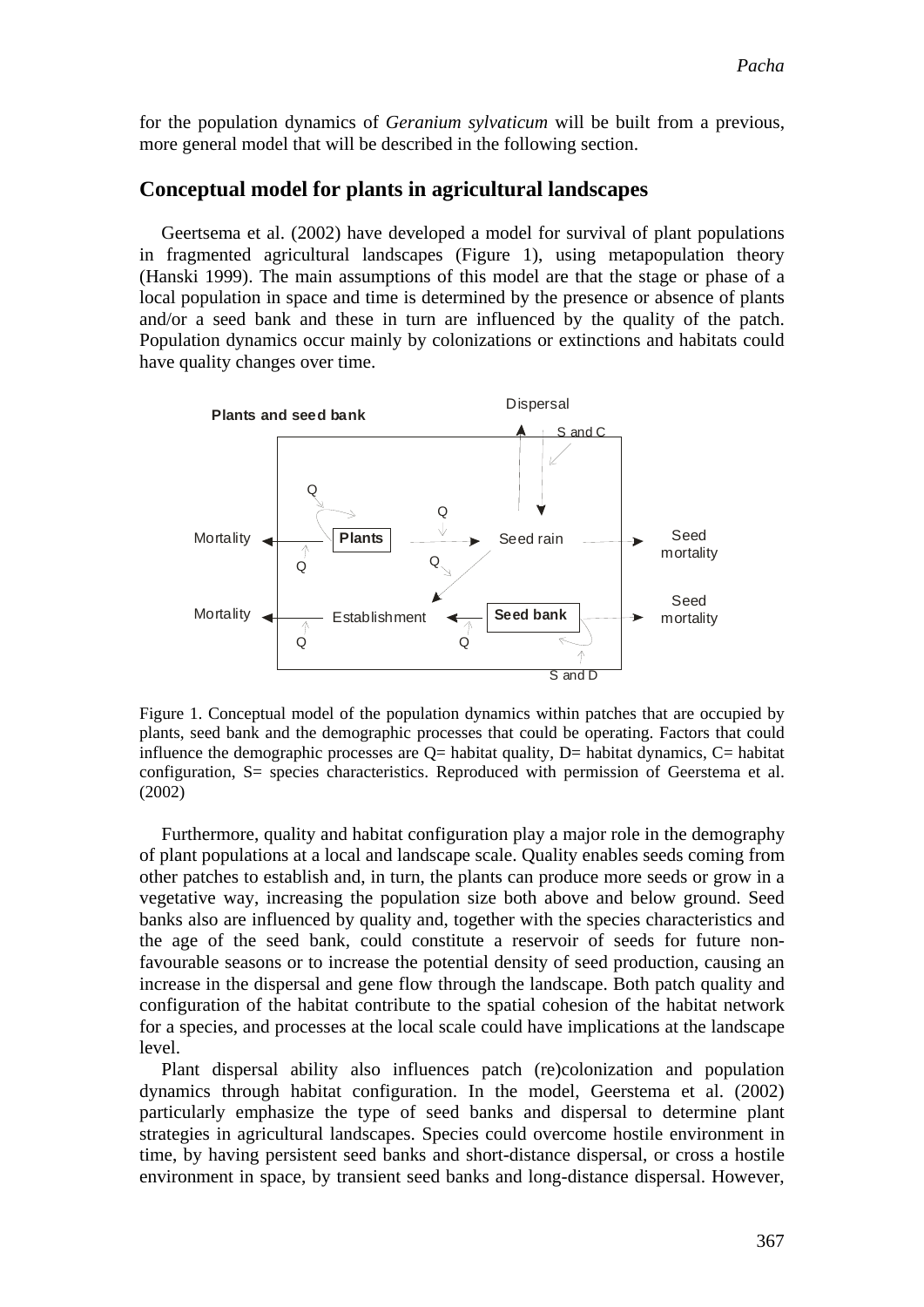for the population dynamics of *Geranium sylvaticum* will be built from a previous, more general model that will be described in the following section.

## Conceptual model for plants in agricultural landscapes

Geertsema et al. (2002) have developed a model for survival of plant populations in fragmented agricultural landscapes (Figure 1), using metapopulation theory (Hanski 1999). The main assumptions of this model are that the stage or phase of a local population in space and time is determined by the presence or absence of plants and/or a seed bank and these in turn are influenced by the quality of the patch. Population dynamics occur mainly by colonizations or extinctions and habitats could have quality changes over time.

Figure 1. Conceptual model of the population dynamics within patches that are occupied by plants, seed bank and the demographic processes that could be operating. Factors that could influence the demographic processes are Q= habitat quality, D= habitat dynamics, C= habitat configuration, S= species characteristics. Reproduced with permission of Geerstema et al. (2002)

Furthermore, quality and habitat configuration play a major role in the demography of plant populations at a local and landscape scale. Quality enables seeds coming from other patches to establish and, in turn, the plants can produce more seeds or grow in a vegetative way, increasing the population size both above and below ground. Seed banks also are influenced by quality and, together with the species characteristics and the age of the seed bank, could constitute a reservoir of seeds for future non-favourable seasons or to increase the potential density of seed production, causing an increase in the dispersal and gene flow through the landscape. Both patch quality and configuration of the habitat contribute to the spatial cohesion of the habitat network for a species, and processes at the local scale could have implications at the landscape level.

Plant dispersal ability also influences patch (re)colonization and population dynamics through habitat configuration. In the model, Geerstema et al. (2002) particularly emphasize the type of seed banks and dispersal to determine plant strategies in agricultural landscapes. Species could overcome hostile environment in time, by having persistent seed banks and short-distance dispersal, or cross a hostile environment in space, by transient seed banks and long-distance dispersal. However,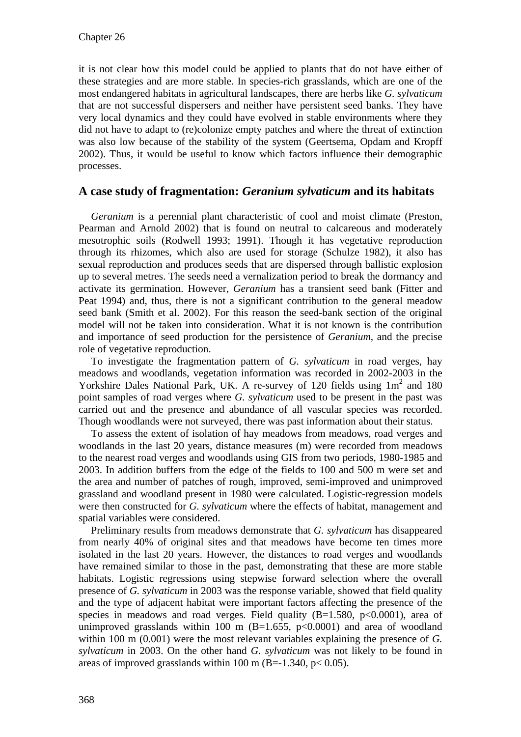it is not clear how this model could be applied to plants that do not have either of these strategies and are more stable. In species-rich grasslands, which are one of the most endangered habitats in agricultural landscapes, there are herbs like *G. sylvaticum* that are not successful dispersers and neither have persistent seed banks. They have very local dynamics and they could have evolved in stable environments where they did not have to adapt to (re)colonize empty patches and where the threat of extinction was also low because of the stability of the system (Geertsema, Opdam and Kropff 2002). Thus, it would be useful to know which factors influence their demographic processes.

## A case study of fragmentation: *Geranium sylvaticum* and its habitats

*Geranium* is a perennial plant characteristic of cool and moist climate (Preston, Pearman and Arnold 2002) that is found on neutral to calcareous and moderately mesotrophic soils (Rodwell 1993; 1991). Though it has vegetative reproduction through its rhizomes, which also are used for storage (Schulze 1982), it also has sexual reproduction and produces seeds that are dispersed through ballistic explosion up to several metres. The seeds need a vernalization period to break the dormancy and activate its germination. However, *Geranium* has a transient seed bank (Fitter and Peat 1994) and, thus, there is not a significant contribution to the general meadow seed bank (Smith et al. 2002). For this reason the seed-bank section of the original model will not be taken into consideration. What it is not known is the contribution and importance of seed production for the persistence of *Geranium*, and the precise role of vegetative reproduction.

To investigate the fragmentation pattern of *G. sylvaticum* in road verges, hay meadows and woodlands, vegetation information was recorded in 2002-2003 in the Yorkshire Dales National Park, UK. A re-survey of 120 fields using $1m^2$ and 180 point samples of road verges where *G. sylvaticum* used to be present in the past was carried out and the presence and abundance of all vascular species was recorded. Though woodlands were not surveyed, there was past information about their status.

To assess the extent of isolation of hay meadows from meadows, road verges and woodlands in the last 20 years, distance measures (m) were recorded from meadows to the nearest road verges and woodlands using GIS from two periods, 1980-1985 and 2003. In addition buffers from the edge of the fields to 100 and 500 m were set and the area and number of patches of rough, improved, semi-improved and unimproved grassland and woodland present in 1980 were calculated. Logistic-regression models were then constructed for *G. sylvaticum* where the effects of habitat, management and spatial variables were considered.

Preliminary results from meadows demonstrate that *G. sylvaticum* has disappeared from nearly 40% of original sites and that meadows have become ten times more isolated in the last 20 years. However, the distances to road verges and woodlands have remained similar to those in the past, demonstrating that these are more stable habitats. Logistic regressions using stepwise forward selection where the overall presence of *G. sylvaticum* in 2003 was the response variable, showed that field quality and the type of adjacent habitat were important factors affecting the presence of the species in meadows and road verges. Field quality ($B=1.580$, $p<0.0001$), area of unimproved grasslands within 100 m ($B=1.655$, $p<0.0001$) and area of woodland within 100 m (0.001) were the most relevant variables explaining the presence of *G. sylvaticum* in 2003. On the other hand *G. sylvaticum* was not likely to be found in areas of improved grasslands within 100 m ($B=-1.340$, $p< 0.05$).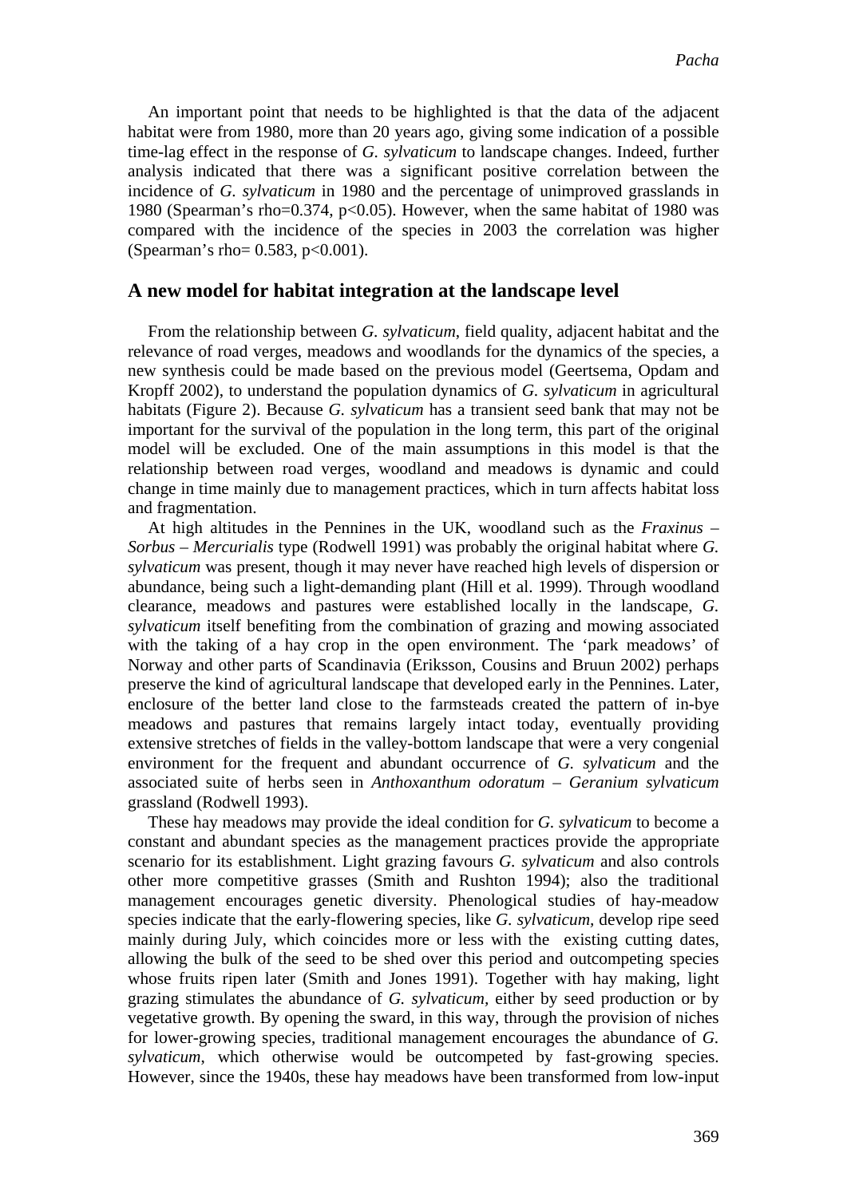An important point that needs to be highlighted is that the data of the adjacent habitat were from 1980, more than 20 years ago, giving some indication of a possible time-lag effect in the response of *G. sylvaticum* to landscape changes. Indeed, further analysis indicated that there was a significant positive correlation between the incidence of *G. sylvaticum* in 1980 and the percentage of unimproved grasslands in 1980 (Spearman's rho=0.374, $p<0.05$). However, when the same habitat of 1980 was compared with the incidence of the species in 2003 the correlation was higher (Spearman's rho= 0.583, $p<0.001$).

## A new model for habitat integration at the landscape level

From the relationship between *G. sylvaticum*, field quality, adjacent habitat and the relevance of road verges, meadows and woodlands for the dynamics of the species, a new synthesis could be made based on the previous model (Geertsema, Opdam and Kropff 2002), to understand the population dynamics of *G. sylvaticum* in agricultural habitats (Figure 2). Because *G. sylvaticum* has a transient seed bank that may not be important for the survival of the population in the long term, this part of the original model will be excluded. One of the main assumptions in this model is that the relationship between road verges, woodland and meadows is dynamic and could change in time mainly due to management practices, which in turn affects habitat loss and fragmentation.

At high altitudes in the Pennines in the UK, woodland such as the *Fraxinus – Sorbus – Mercurialis* type (Rodwell 1991) was probably the original habitat where *G. sylvaticum* was present, though it may never have reached high levels of dispersion or abundance, being such a light-demanding plant (Hill et al. 1999). Through woodland clearance, meadows and pastures were established locally in the landscape, *G. sylvaticum* itself benefiting from the combination of grazing and mowing associated with the taking of a hay crop in the open environment. The 'park meadows' of Norway and other parts of Scandinavia (Eriksson, Cousins and Bruun 2002) perhaps preserve the kind of agricultural landscape that developed early in the Pennines. Later, enclosure of the better land close to the farmsteads created the pattern of in-bye meadows and pastures that remains largely intact today, eventually providing extensive stretches of fields in the valley-bottom landscape that were a very congenial environment for the frequent and abundant occurrence of *G. sylvaticum* and the associated suite of herbs seen in *Anthoxanthum odoratum – Geranium sylvaticum* grassland (Rodwell 1993).

These hay meadows may provide the ideal condition for *G. sylvaticum* to become a constant and abundant species as the management practices provide the appropriate scenario for its establishment. Light grazing favours *G. sylvaticum* and also controls other more competitive grasses (Smith and Rushton 1994); also the traditional management encourages genetic diversity. Phenological studies of hay-meadow species indicate that the early-flowering species, like *G. sylvaticum*, develop ripe seed mainly during July, which coincides more or less with the existing cutting dates, allowing the bulk of the seed to be shed over this period and outcompeting species whose fruits ripen later (Smith and Jones 1991). Together with hay making, light grazing stimulates the abundance of *G. sylvaticum*, either by seed production or by vegetative growth. By opening the sward, in this way, through the provision of niches for lower-growing species, traditional management encourages the abundance of *G. sylvaticum*, which otherwise would be outcompeted by fast-growing species. However, since the 1940s, these hay meadows have been transformed from low-input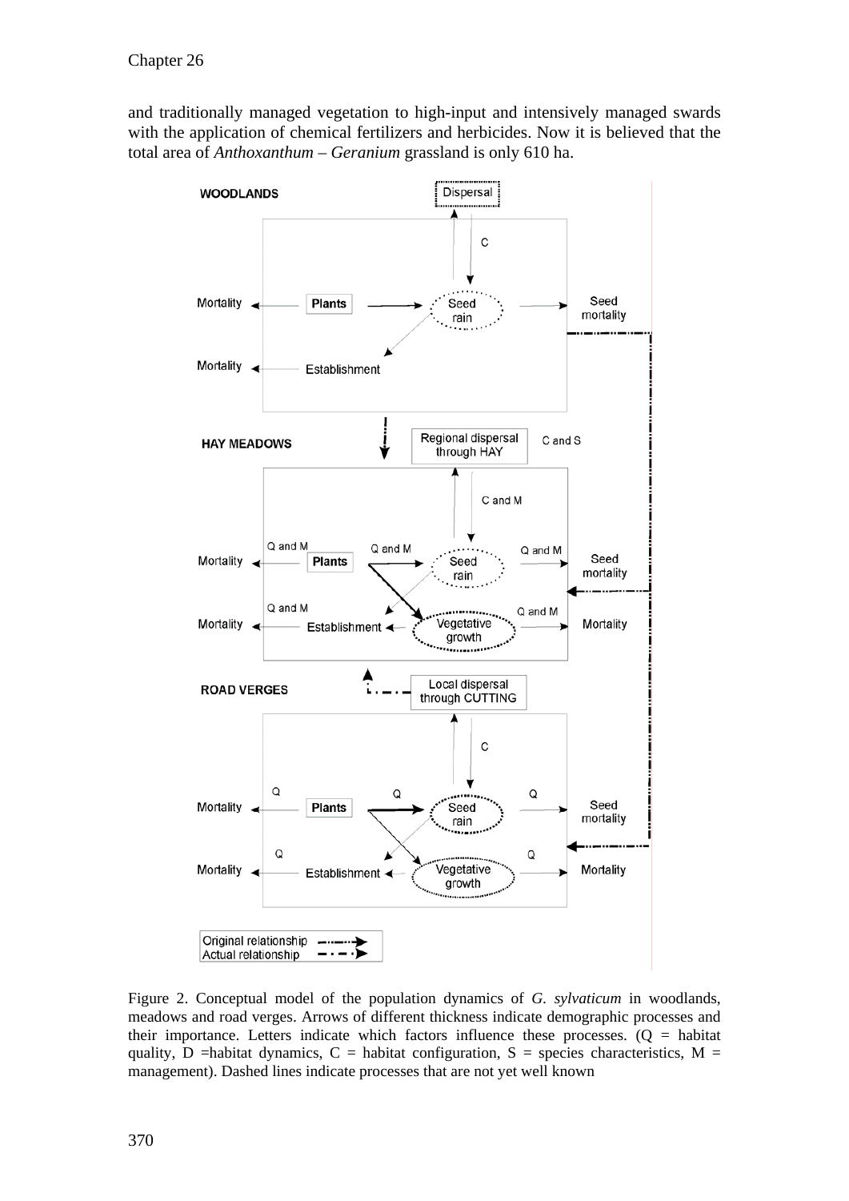and traditionally managed vegetation to high-input and intensively managed swards with the application of chemical fertilizers and herbicides. Now it is believed that the total area of *Anthoxanthum – Geranium* grassland is only 610 ha.

Figure 2. Conceptual model of the population dynamics of *G. sylvaticum* in woodlands, meadows and road verges. Arrows of different thickness indicate demographic processes and their importance. Letters indicate which factors influence these processes. (Q = habitat quality, D =habitat dynamics, C = habitat configuration, S = species characteristics, M = management). Dashed lines indicate processes that are not yet well known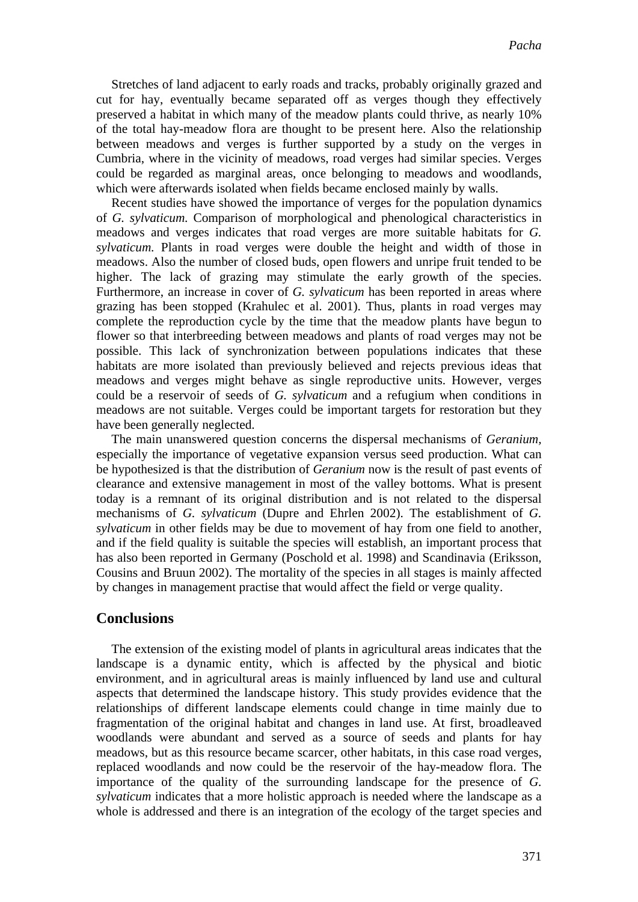Stretches of land adjacent to early roads and tracks, probably originally grazed and cut for hay, eventually became separated off as verges though they effectively preserved a habitat in which many of the meadow plants could thrive, as nearly 10% of the total hay-meadow flora are thought to be present here. Also the relationship between meadows and verges is further supported by a study on the verges in Cumbria, where in the vicinity of meadows, road verges had similar species. Verges could be regarded as marginal areas, once belonging to meadows and woodlands, which were afterwards isolated when fields became enclosed mainly by walls.

Recent studies have showed the importance of verges for the population dynamics of *G. sylvaticum.* Comparison of morphological and phenological characteristics in meadows and verges indicates that road verges are more suitable habitats for *G. sylvaticum.* Plants in road verges were double the height and width of those in meadows. Also the number of closed buds, open flowers and unripe fruit tended to be higher. The lack of grazing may stimulate the early growth of the species. Furthermore, an increase in cover of *G. sylvaticum* has been reported in areas where grazing has been stopped (Krahulec et al. 2001). Thus, plants in road verges may complete the reproduction cycle by the time that the meadow plants have begun to flower so that interbreeding between meadows and plants of road verges may not be possible. This lack of synchronization between populations indicates that these habitats are more isolated than previously believed and rejects previous ideas that meadows and verges might behave as single reproductive units. However, verges could be a reservoir of seeds of *G. sylvaticum* and a refugium when conditions in meadows are not suitable. Verges could be important targets for restoration but they have been generally neglected.

The main unanswered question concerns the dispersal mechanisms of *Geranium,* especially the importance of vegetative expansion versus seed production. What can be hypothesized is that the distribution of *Geranium* now is the result of past events of clearance and extensive management in most of the valley bottoms. What is present today is a remnant of its original distribution and is not related to the dispersal mechanisms of *G. sylvaticum* (Dupre and Ehrlen 2002). The establishment of *G. sylvaticum* in other fields may be due to movement of hay from one field to another, and if the field quality is suitable the species will establish, an important process that has also been reported in Germany (Poschold et al. 1998) and Scandinavia (Eriksson, Cousins and Bruun 2002). The mortality of the species in all stages is mainly affected by changes in management practise that would affect the field or verge quality.

## Conclusions

The extension of the existing model of plants in agricultural areas indicates that the landscape is a dynamic entity, which is affected by the physical and biotic environment, and in agricultural areas is mainly influenced by land use and cultural aspects that determined the landscape history. This study provides evidence that the relationships of different landscape elements could change in time mainly due to fragmentation of the original habitat and changes in land use. At first, broadleaved woodlands were abundant and served as a source of seeds and plants for hay meadows, but as this resource became scarcer, other habitats, in this case road verges, replaced woodlands and now could be the reservoir of the hay-meadow flora. The importance of the quality of the surrounding landscape for the presence of *G. sylvaticum* indicates that a more holistic approach is needed where the landscape as a whole is addressed and there is an integration of the ecology of the target species and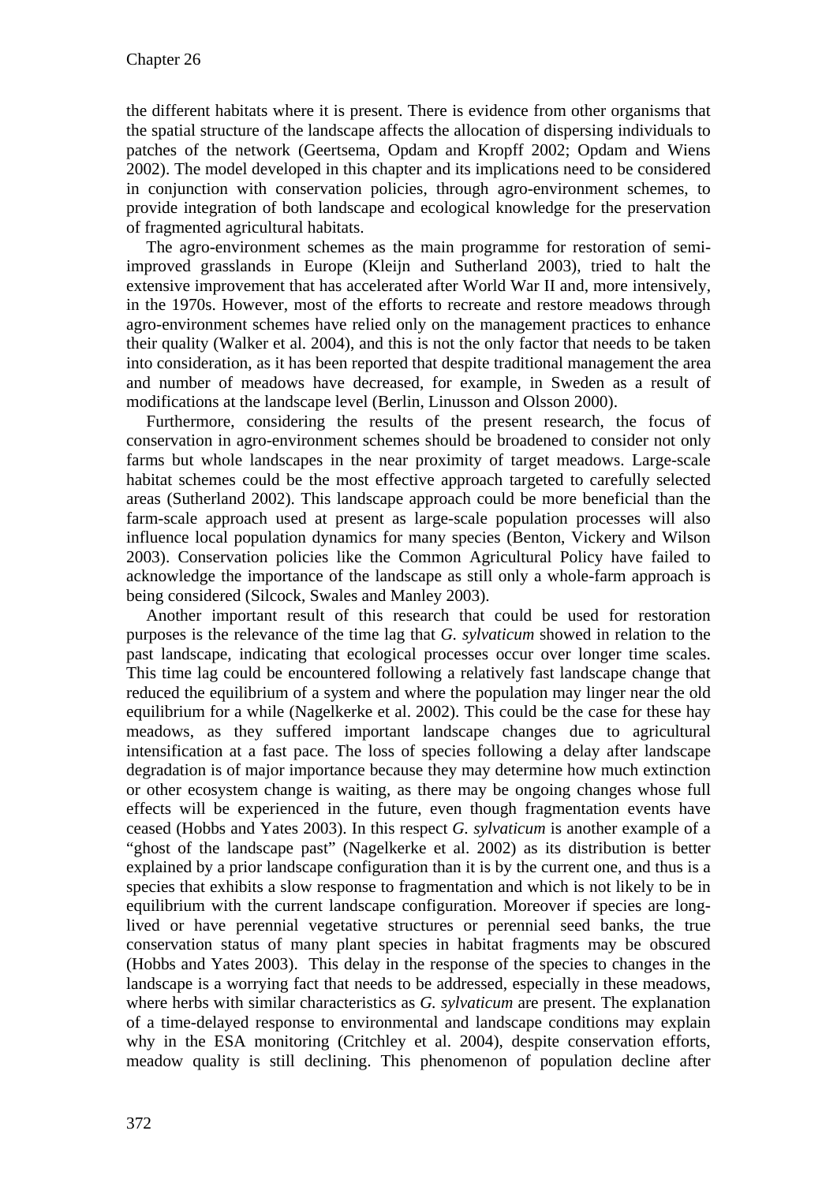the different habitats where it is present. There is evidence from other organisms that the spatial structure of the landscape affects the allocation of dispersing individuals to patches of the network (Geertsema, Opdam and Kropff 2002; Opdam and Wiens 2002). The model developed in this chapter and its implications need to be considered in conjunction with conservation policies, through agro-environment schemes, to provide integration of both landscape and ecological knowledge for the preservation of fragmented agricultural habitats.

The agro-environment schemes as the main programme for restoration of semi-improved grasslands in Europe (Kleijn and Sutherland 2003), tried to halt the extensive improvement that has accelerated after World War II and, more intensively, in the 1970s. However, most of the efforts to recreate and restore meadows through agro-environment schemes have relied only on the management practices to enhance their quality (Walker et al. 2004), and this is not the only factor that needs to be taken into consideration, as it has been reported that despite traditional management the area and number of meadows have decreased, for example, in Sweden as a result of modifications at the landscape level (Berlin, Linusson and Olsson 2000).

Furthermore, considering the results of the present research, the focus of conservation in agro-environment schemes should be broadened to consider not only farms but whole landscapes in the near proximity of target meadows. Large-scale habitat schemes could be the most effective approach targeted to carefully selected areas (Sutherland 2002). This landscape approach could be more beneficial than the farm-scale approach used at present as large-scale population processes will also influence local population dynamics for many species (Benton, Vickery and Wilson 2003). Conservation policies like the Common Agricultural Policy have failed to acknowledge the importance of the landscape as still only a whole-farm approach is being considered (Silcock, Swales and Manley 2003).

Another important result of this research that could be used for restoration purposes is the relevance of the time lag that *G. sylvaticum* showed in relation to the past landscape, indicating that ecological processes occur over longer time scales. This time lag could be encountered following a relatively fast landscape change that reduced the equilibrium of a system and where the population may linger near the old equilibrium for a while (Nagelkerke et al. 2002). This could be the case for these hay meadows, as they suffered important landscape changes due to agricultural intensification at a fast pace. The loss of species following a delay after landscape degradation is of major importance because they may determine how much extinction or other ecosystem change is waiting, as there may be ongoing changes whose full effects will be experienced in the future, even though fragmentation events have ceased (Hobbs and Yates 2003). In this respect *G. sylvaticum* is another example of a "ghost of the landscape past" (Nagelkerke et al. 2002) as its distribution is better explained by a prior landscape configuration than it is by the current one, and thus is a species that exhibits a slow response to fragmentation and which is not likely to be in equilibrium with the current landscape configuration. Moreover if species are long-lived or have perennial vegetative structures or perennial seed banks, the true conservation status of many plant species in habitat fragments may be obscured (Hobbs and Yates 2003). This delay in the response of the species to changes in the landscape is a worrying fact that needs to be addressed, especially in these meadows, where herbs with similar characteristics as *G. sylvaticum* are present. The explanation of a time-delayed response to environmental and landscape conditions may explain why in the ESA monitoring (Critchley et al. 2004), despite conservation efforts, meadow quality is still declining. This phenomenon of population decline after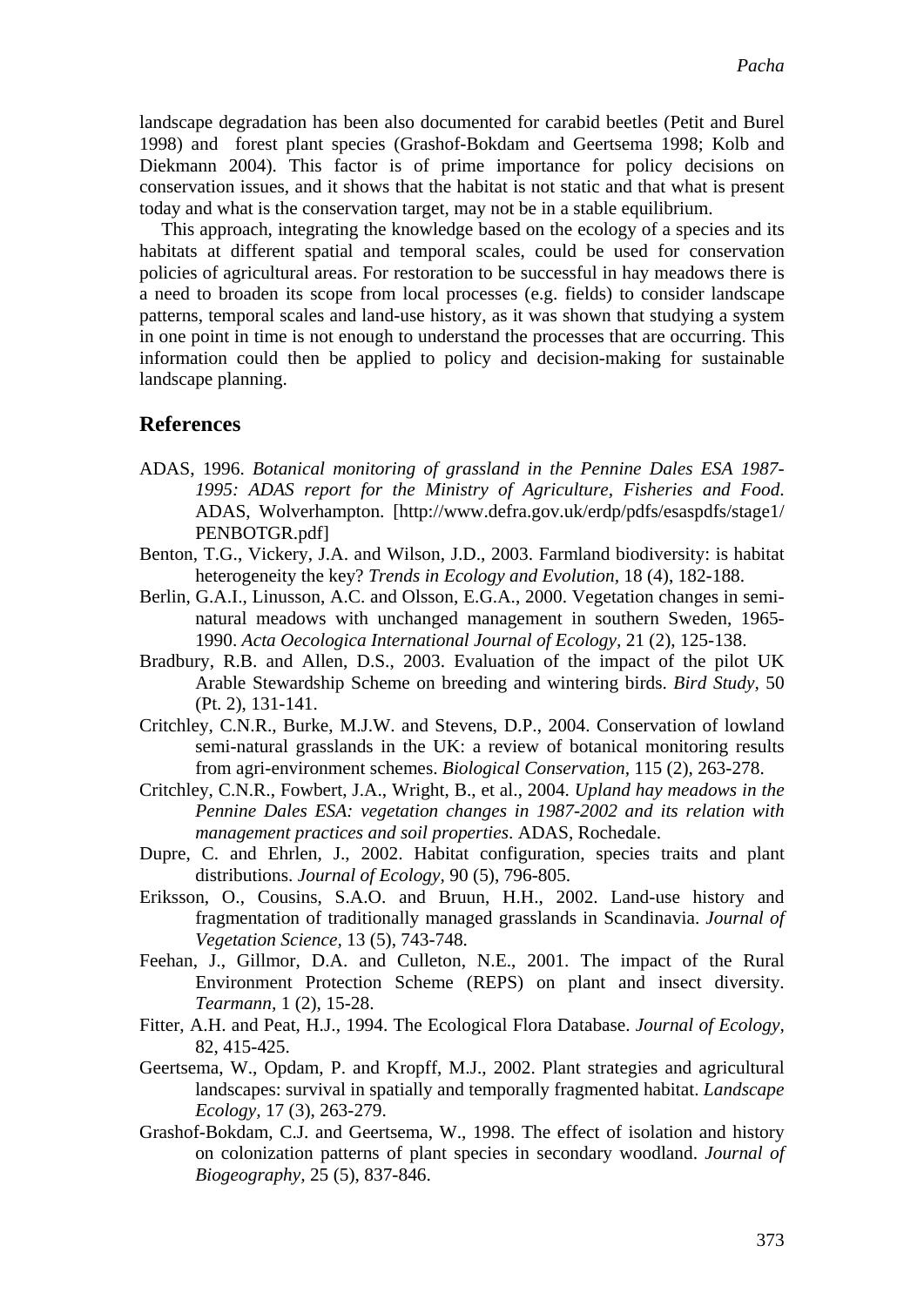landscape degradation has been also documented for carabid beetles (Petit and Burel 1998) and forest plant species (Grashof-Bokdam and Geertsema 1998; Kolb and Diekmann 2004). This factor is of prime importance for policy decisions on conservation issues, and it shows that the habitat is not static and that what is present today and what is the conservation target, may not be in a stable equilibrium.

This approach, integrating the knowledge based on the ecology of a species and its habitats at different spatial and temporal scales, could be used for conservation policies of agricultural areas. For restoration to be successful in hay meadows there is a need to broaden its scope from local processes (e.g. fields) to consider landscape patterns, temporal scales and land-use history, as it was shown that studying a system in one point in time is not enough to understand the processes that are occurring. This information could then be applied to policy and decision-making for sustainable landscape planning.

## References

ADAS, 1996. *Botanical monitoring of grassland in the Pennine Dales ESA 1987-1995: ADAS report for the Ministry of Agriculture, Fisheries and Food*. ADAS, Wolverhampton. [http://www.defra.gov.uk/erdp/pdfs/esaspdfs/stage1/PENBOTGR.pdf]

Benton, T.G., Vickery, J.A. and Wilson, J.D., 2003. Farmland biodiversity: is habitat heterogeneity the key? *Trends in Ecology and Evolution*, 18 (4), 182-188.

Berlin, G.A.I., Linusson, A.C. and Olsson, E.G.A., 2000. Vegetation changes in semi-natural meadows with unchanged management in southern Sweden, 1965-1990. *Acta Oecologica International Journal of Ecology*, 21 (2), 125-138.

Bradbury, R.B. and Allen, D.S., 2003. Evaluation of the impact of the pilot UK Arable Stewardship Scheme on breeding and wintering birds. *Bird Study*, 50 (Pt. 2), 131-141.

Critchley, C.N.R., Burke, M.J.W. and Stevens, D.P., 2004. Conservation of lowland semi-natural grasslands in the UK: a review of botanical monitoring results from agri-environment schemes. *Biological Conservation*, 115 (2), 263-278.

Critchley, C.N.R., Fowbert, J.A., Wright, B., et al., 2004. *Upland hay meadows in the Pennine Dales ESA: vegetation changes in 1987-2002 and its relation with management practices and soil properties*. ADAS, Rochedale.

Dupre, C. and Ehrlen, J., 2002. Habitat configuration, species traits and plant distributions. *Journal of Ecology*, 90 (5), 796-805.

Eriksson, O., Cousins, S.A.O. and Bruun, H.H., 2002. Land-use history and fragmentation of traditionally managed grasslands in Scandinavia. *Journal of Vegetation Science*, 13 (5), 743-748.

Feehan, J., Gillmor, D.A. and Culleton, N.E., 2001. The impact of the Rural Environment Protection Scheme (REPS) on plant and insect diversity. *Tearmann*, 1 (2), 15-28.

Fitter, A.H. and Peat, H.J., 1994. The Ecological Flora Database. *Journal of Ecology*, 82, 415-425.

Geertsema, W., Opdam, P. and Kropff, M.J., 2002. Plant strategies and agricultural landscapes: survival in spatially and temporally fragmented habitat. *Landscape Ecology*, 17 (3), 263-279.

Grashof-Bokdam, C.J. and Geertsema, W., 1998. The effect of isolation and history on colonization patterns of plant species in secondary woodland. *Journal of Biogeography*, 25 (5), 837-846.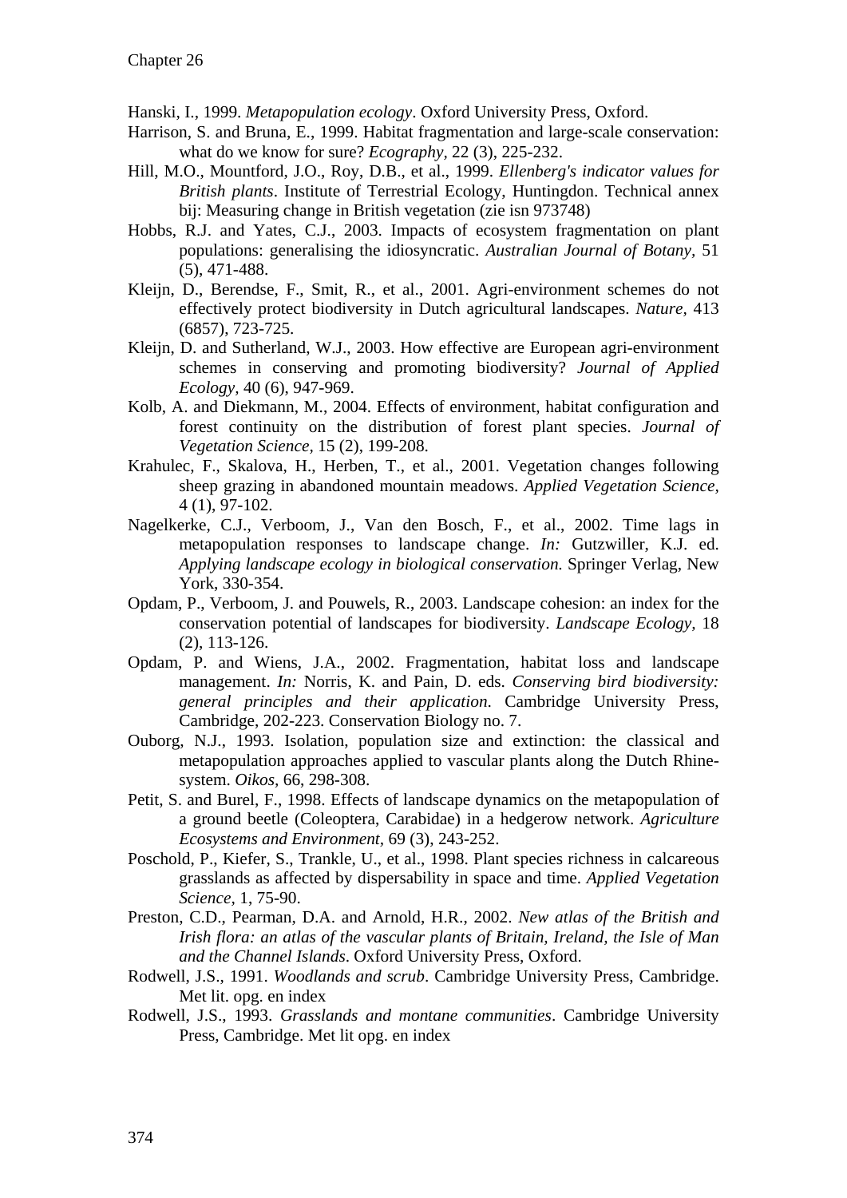Hanski, I., 1999. *Metapopulation ecology*. Oxford University Press, Oxford.

Harrison, S. and Bruna, E., 1999. Habitat fragmentation and large-scale conservation: what do we know for sure? *Ecography*, 22 (3), 225-232.

Hill, M.O., Mountford, J.O., Roy, D.B., et al., 1999. *Ellenberg's indicator values for British plants*. Institute of Terrestrial Ecology, Huntingdon. Technical annex bij: Measuring change in British vegetation (zie isn 973748)

Hobbs, R.J. and Yates, C.J., 2003. Impacts of ecosystem fragmentation on plant populations: generalising the idiosyncratic. *Australian Journal of Botany*, 51 (5), 471-488.

Kleijn, D., Berendse, F., Smit, R., et al., 2001. Agri-environment schemes do not effectively protect biodiversity in Dutch agricultural landscapes. *Nature*, 413 (6857), 723-725.

Kleijn, D. and Sutherland, W.J., 2003. How effective are European agri-environment schemes in conserving and promoting biodiversity? *Journal of Applied Ecology*, 40 (6), 947-969.

Kolb, A. and Diekmann, M., 2004. Effects of environment, habitat configuration and forest continuity on the distribution of forest plant species. *Journal of Vegetation Science*, 15 (2), 199-208.

Krahulec, F., Skalova, H., Herben, T., et al., 2001. Vegetation changes following sheep grazing in abandoned mountain meadows. *Applied Vegetation Science*, 4 (1), 97-102.

Nagelkerke, C.J., Verboom, J., Van den Bosch, F., et al., 2002. Time lags in metapopulation responses to landscape change. *In:* Gutzwiller, K.J. ed. *Applying landscape ecology in biological conservation.* Springer Verlag, New York, 330-354.

Opdam, P., Verboom, J. and Pouwels, R., 2003. Landscape cohesion: an index for the conservation potential of landscapes for biodiversity. *Landscape Ecology*, 18 (2), 113-126.

Opdam, P. and Wiens, J.A., 2002. Fragmentation, habitat loss and landscape management. *In:* Norris, K. and Pain, D. eds. *Conserving bird biodiversity: general principles and their application.* Cambridge University Press, Cambridge, 202-223. Conservation Biology no. 7.

Ouborg, N.J., 1993. Isolation, population size and extinction: the classical and metapopulation approaches applied to vascular plants along the Dutch Rhine-system. *Oikos*, 66, 298-308.

Petit, S. and Burel, F., 1998. Effects of landscape dynamics on the metapopulation of a ground beetle (Coleoptera, Carabidae) in a hedgerow network. *Agriculture Ecosystems and Environment*, 69 (3), 243-252.

Poschold, P., Kiefer, S., Trankle, U., et al., 1998. Plant species richness in calcareous grasslands as affected by dispersability in space and time. *Applied Vegetation Science*, 1, 75-90.

Preston, C.D., Pearman, D.A. and Arnold, H.R., 2002. *New atlas of the British and Irish flora: an atlas of the vascular plants of Britain, Ireland, the Isle of Man and the Channel Islands*. Oxford University Press, Oxford.

Rodwell, J.S., 1991. *Woodlands and scrub*. Cambridge University Press, Cambridge. Met lit. opg. en index

Rodwell, J.S., 1993. *Grasslands and montane communities*. Cambridge University Press, Cambridge. Met lit opg. en index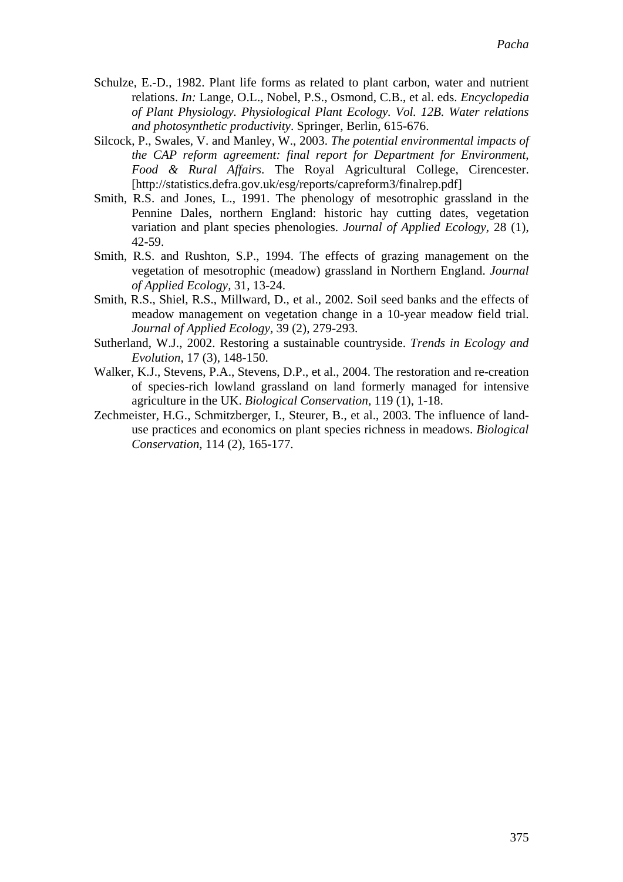Schulze, E.-D., 1982. Plant life forms as related to plant carbon, water and nutrient relations. *In:* Lange, O.L., Nobel, P.S., Osmond, C.B., et al. eds. *Encyclopedia of Plant Physiology. Physiological Plant Ecology. Vol. 12B. Water relations and photosynthetic productivity*. Springer, Berlin, 615-676.

Silcock, P., Swales, V. and Manley, W., 2003. *The potential environmental impacts of the CAP reform agreement: final report for Department for Environment, Food & Rural Affairs*. The Royal Agricultural College, Cirencester. [http://statistics.defra.gov.uk/esg/reports/capreform3/finalrep.pdf]

Smith, R.S. and Jones, L., 1991. The phenology of mesotrophic grassland in the Pennine Dales, northern England: historic hay cutting dates, vegetation variation and plant species phenologies. *Journal of Applied Ecology*, 28 (1), 42-59.

Smith, R.S. and Rushton, S.P., 1994. The effects of grazing management on the vegetation of mesotrophic (meadow) grassland in Northern England. *Journal of Applied Ecology*, 31, 13-24.

Smith, R.S., Shiel, R.S., Millward, D., et al., 2002. Soil seed banks and the effects of meadow management on vegetation change in a 10-year meadow field trial. *Journal of Applied Ecology*, 39 (2), 279-293.

Sutherland, W.J., 2002. Restoring a sustainable countryside. *Trends in Ecology and Evolution*, 17 (3), 148-150.

Walker, K.J., Stevens, P.A., Stevens, D.P., et al., 2004. The restoration and re-creation of species-rich lowland grassland on land formerly managed for intensive agriculture in the UK. *Biological Conservation*, 119 (1), 1-18.

Zechmeister, H.G., Schmitzberger, I., Steurer, B., et al., 2003. The influence of land-use practices and economics on plant species richness in meadows. *Biological Conservation*, 114 (2), 165-177.